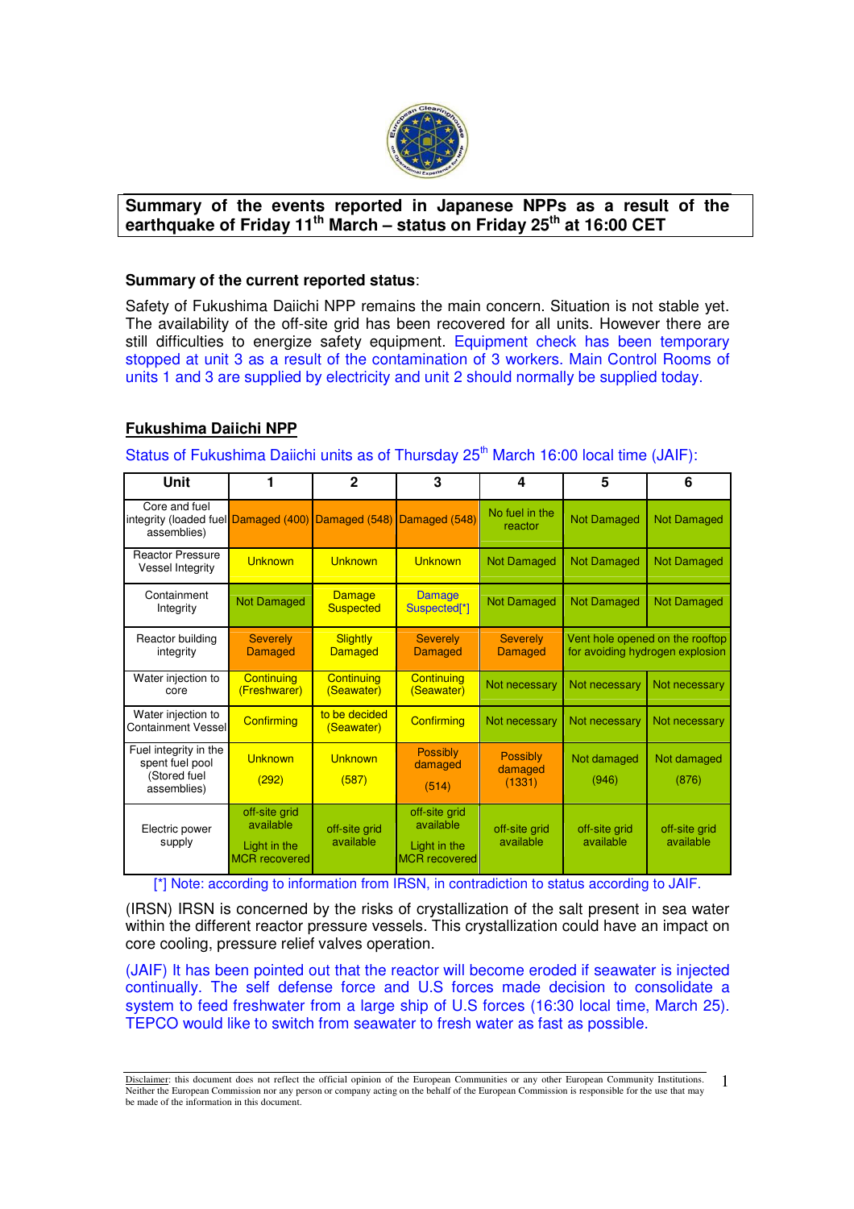**Summary of the events reported in Japanese NPPs as a result of the earthquake of Friday 11th March – status on Friday 25th at 16:00 CET**

**Summary of the current reported status**:

Safety of Fukushima Daiichi NPP remains the main concern. Situation is not stable yet. The availability of the off-site grid has been recovered for all units. However there are still difficulties to energize safety equipment. Equipment check has been temporary stopped at unit 3 as a result of the contamination of 3 workers. Main Control Rooms of units 1 and 3 are supplied by electricity and unit 2 should normally be supplied today.

## Fukushima Daiichi NPP

Status of Fukushima Daiichi units as of Thursday 25th March 16:00 local time (JAIF):

| Unit | 1 | 2 | 3 | 4 | 5 | 6 |
|---|---|---|---|---|---|---|
| Core and fuel integrity (loaded fuel assemblies) | Damaged (400) | Damaged (548) | Damaged (548) | No fuel in the reactor | Not Damaged | Not Damaged |
| Reactor Pressure Vessel Integrity | Unknown | Unknown | Unknown | Not Damaged | Not Damaged | Not Damaged |
| Containment Integrity | Not Damaged | Damage Suspected | Damage Suspected[*] | Not Damaged | Not Damaged | Not Damaged |
| Reactor building integrity | Severely Damaged | Slightly Damaged | Severely Damaged | Severely Damaged | Vent hole opened on the rooftop for avoiding hydrogen explosion | |
| Water injection to core | Continuing (Freshwarer) | Continuing (Seawater) | Continuing (Seawater) | Not necessary | Not necessary | Not necessary |
| Water injection to Containment Vessel | Confirming | to be decided (Seawater) | Confirming | Not necessary | Not necessary | Not necessary |
| Fuel integrity in the spent fuel pool (Stored fuel assemblies) | Unknown (292) | Unknown (587) | Possibly damaged (514) | Possibly damaged (1331) | Not damaged (946) | Not damaged (876) |
| Electric power supply | off-site grid available Light in the MCR recovered | off-site grid available | off-site grid available Light in the MCR recovered | off-site grid available | off-site grid available | off-site grid available |

[*] Note: according to information from IRSN, in contradiction to status according to JAIF.

(IRSN) IRSN is concerned by the risks of crystallization of the salt present in sea water within the different reactor pressure vessels. This crystallization could have an impact on core cooling, pressure relief valves operation.

(JAIF) It has been pointed out that the reactor will become eroded if seawater is injected continually. The self defense force and U.S forces made decision to consolidate a system to feed freshwater from a large ship of U.S forces (16:30 local time, March 25). TEPCO would like to switch from seawater to fresh water as fast as possible.

Disclaimer: this document does not reflect the official opinion of the European Communities or any other European Community Institutions. Neither the European Commission nor any person or company acting on the behalf of the European Commission is responsible for the use that may be made of the information in this document.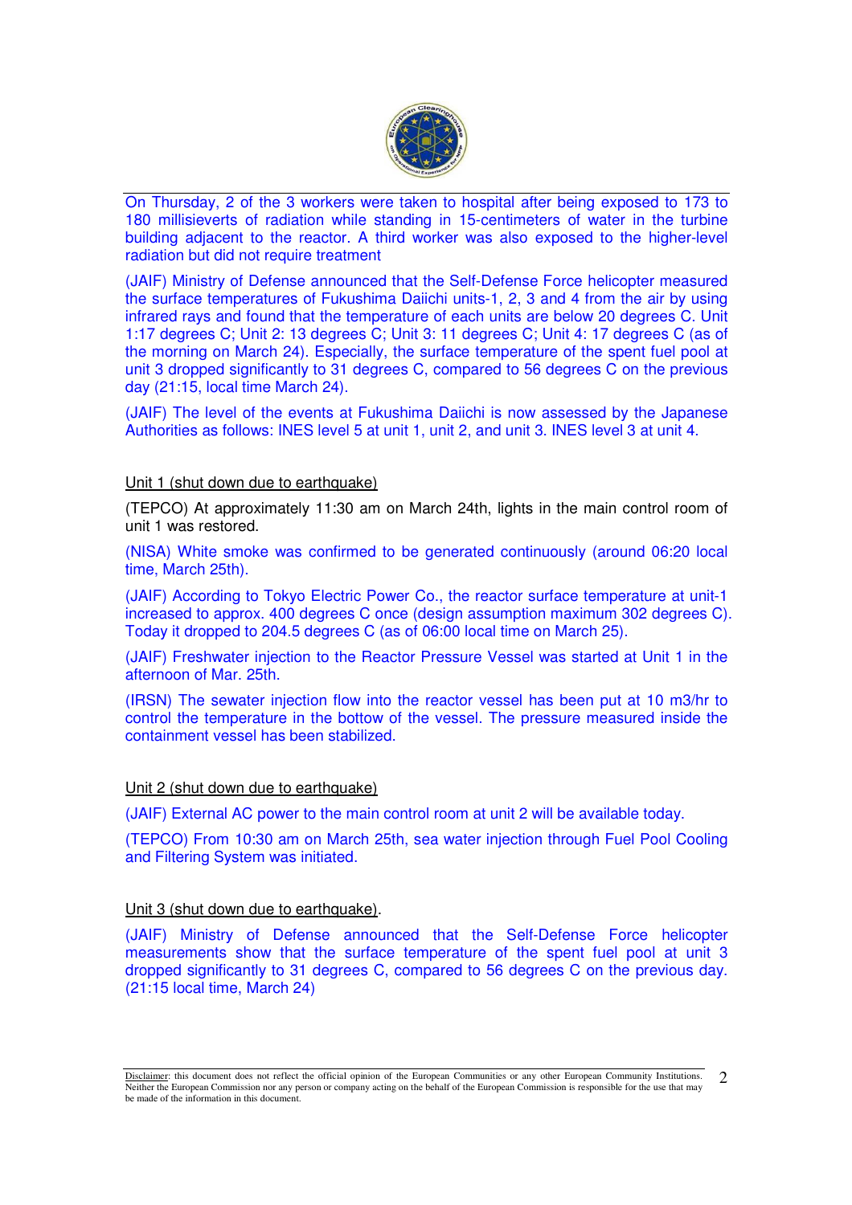On Thursday, 2 of the 3 workers were taken to hospital after being exposed to 173 to 180 millisieverts of radiation while standing in 15-centimeters of water in the turbine building adjacent to the reactor. A third worker was also exposed to the higher-level radiation but did not require treatment

(JAIF) Ministry of Defense announced that the Self-Defense Force helicopter measured the surface temperatures of Fukushima Daiichi units-1, 2, 3 and 4 from the air by using infrared rays and found that the temperature of each units are below 20 degrees C. Unit 1:17 degrees C; Unit 2: 13 degrees C; Unit 3: 11 degrees C; Unit 4: 17 degrees C (as of the morning on March 24). Especially, the surface temperature of the spent fuel pool at unit 3 dropped significantly to 31 degrees C, compared to 56 degrees C on the previous day (21:15, local time March 24).

(JAIF) The level of the events at Fukushima Daiichi is now assessed by the Japanese Authorities as follows: INES level 5 at unit 1, unit 2, and unit 3. INES level 3 at unit 4.

Unit 1 (shut down due to earthquake)

(TEPCO) At approximately 11:30 am on March 24th, lights in the main control room of unit 1 was restored.

(NISA) White smoke was confirmed to be generated continuously (around 06:20 local time, March 25th).

(JAIF) According to Tokyo Electric Power Co., the reactor surface temperature at unit-1 increased to approx. 400 degrees C once (design assumption maximum 302 degrees C). Today it dropped to 204.5 degrees C (as of 06:00 local time on March 25).

(JAIF) Freshwater injection to the Reactor Pressure Vessel was started at Unit 1 in the afternoon of Mar. 25th.

(IRSN) The sewater injection flow into the reactor vessel has been put at 10 m3/hr to control the temperature in the bottom of the vessel. The pressure measured inside the containment vessel has been stabilized.

Unit 2 (shut down due to earthquake)

(JAIF) External AC power to the main control room at unit 2 will be available today.

(TEPCO) From 10:30 am on March 25th, sea water injection through Fuel Pool Cooling and Filtering System was initiated.

Unit 3 (shut down due to earthquake).

(JAIF) Ministry of Defense announced that the Self-Defense Force helicopter measurements show that the surface temperature of the spent fuel pool at unit 3 dropped significantly to 31 degrees C, compared to 56 degrees C on the previous day. (21:15 local time, March 24)

Disclaimer: this document does not reflect the official opinion of the European Communities or any other European Community Institutions. Neither the European Commission nor any person or company acting on the behalf of the European Commission is responsible for the use that may be made of the information in this document.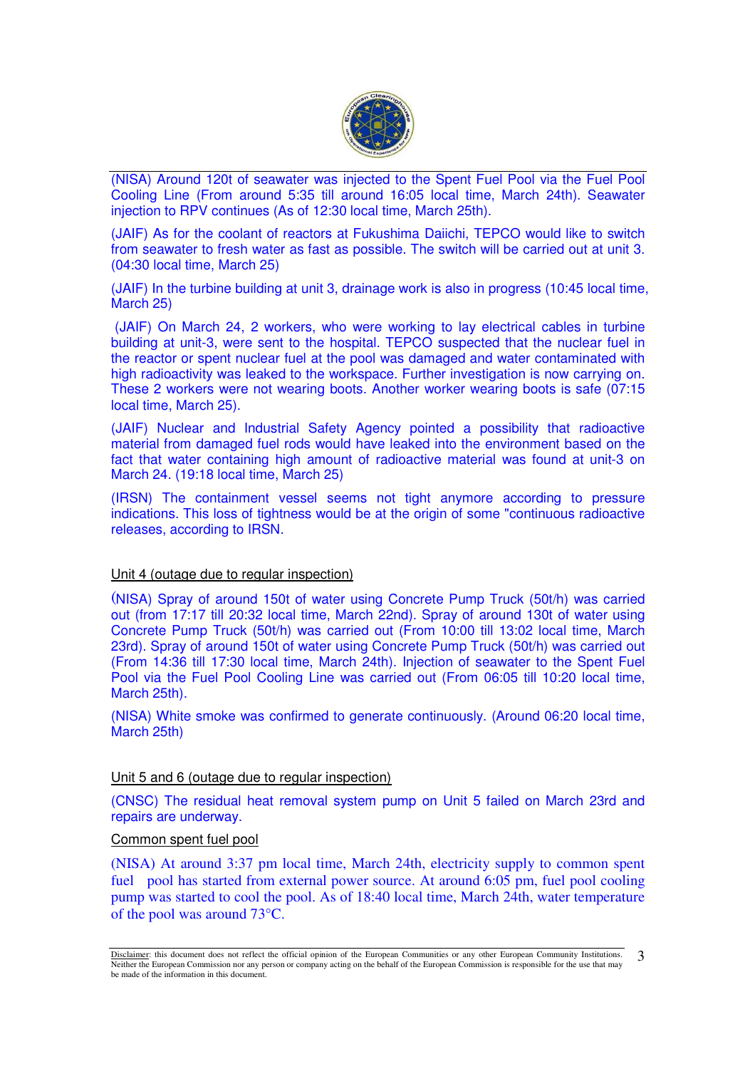(NISA) Around 120t of seawater was injected to the Spent Fuel Pool via the Fuel Pool Cooling Line (From around 5:35 till around 16:05 local time, March 24th). Seawater injection to RPV continues (As of 12:30 local time, March 25th).

(JAIF) As for the coolant of reactors at Fukushima Daiichi, TEPCO would like to switch from seawater to fresh water as fast as possible. The switch will be carried out at unit 3. (04:30 local time, March 25)

(JAIF) In the turbine building at unit 3, drainage work is also in progress (10:45 local time, March 25)

(JAIF) On March 24, 2 workers, who were working to lay electrical cables in turbine building at unit-3, were sent to the hospital. TEPCO suspected that the nuclear fuel in the reactor or spent nuclear fuel at the pool was damaged and water contaminated with high radioactivity was leaked to the workspace. Further investigation is now carrying on. These 2 workers were not wearing boots. Another worker wearing boots is safe (07:15 local time, March 25).

(JAIF) Nuclear and Industrial Safety Agency pointed a possibility that radioactive material from damaged fuel rods would have leaked into the environment based on the fact that water containing high amount of radioactive material was found at unit-3 on March 24. (19:18 local time, March 25)

(IRSN) The containment vessel seems not tight anymore according to pressure indications. This loss of tightness would be at the origin of some "continuous radioactive releases, according to IRSN.

Unit 4 (outage due to regular inspection)

(NISA) Spray of around 150t of water using Concrete Pump Truck (50t/h) was carried out (from 17:17 till 20:32 local time, March 22nd). Spray of around 130t of water using Concrete Pump Truck (50t/h) was carried out (From 10:00 till 13:02 local time, March 23rd). Spray of around 150t of water using Concrete Pump Truck (50t/h) was carried out (From 14:36 till 17:30 local time, March 24th). Injection of seawater to the Spent Fuel Pool via the Fuel Pool Cooling Line was carried out (From 06:05 till 10:20 local time, March 25th).

(NISA) White smoke was confirmed to generate continuously. (Around 06:20 local time, March 25th)

Unit 5 and 6 (outage due to regular inspection)

(CNSC) The residual heat removal system pump on Unit 5 failed on March 23rd and repairs are underway.

Common spent fuel pool

(NISA) At around 3:37 pm local time, March 24th, electricity supply to common spent fuel pool has started from external power source. At around 6:05 pm, fuel pool cooling pump was started to cool the pool. As of 18:40 local time, March 24th, water temperature of the pool was around 73°C.

Disclaimer: this document does not reflect the official opinion of the European Communities or any other European Community Institutions. Neither the European Commission nor any person or company acting on the behalf of the European Commission is responsible for the use that may be made of the information in this document.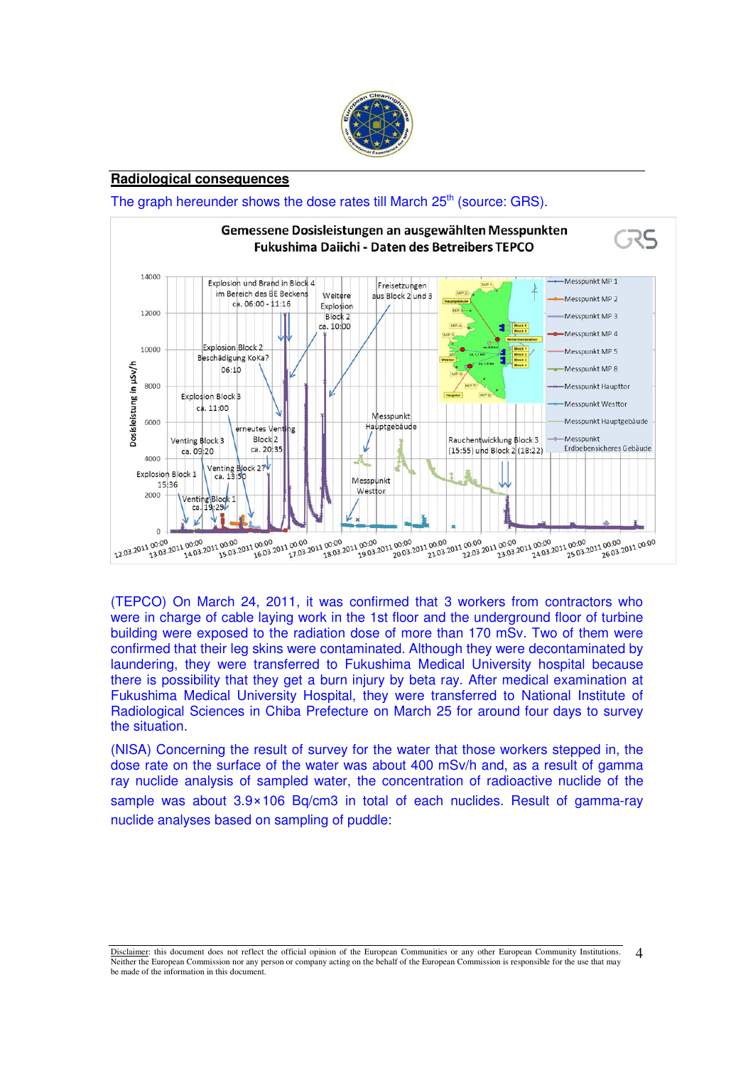## Radiological consequences

The graph hereunder shows the dose rates till March 25th (source: GRS).

(TEPCO) On March 24, 2011, it was confirmed that 3 workers from contractors who were in charge of cable laying work in the 1st floor and the underground floor of turbine building were exposed to the radiation dose of more than 170 mSv. Two of them were confirmed that their leg skins were contaminated. Although they were decontaminated by laundering, they were transferred to Fukushima Medical University hospital because there is possibility that they get a burn injury by beta ray. After medical examination at Fukushima Medical University Hospital, they were transferred to National Institute of Radiological Sciences in Chiba Prefecture on March 25 for around four days to survey the situation.

(NISA) Concerning the result of survey for the water that those workers stepped in, the dose rate on the surface of the water was about 400 mSv/h and, as a result of gamma ray nuclide analysis of sampled water, the concentration of radioactive nuclide of the sample was about 3.9×106 Bq/cm3 in total of each nuclides. Result of gamma-ray nuclide analyses based on sampling of puddle:

Disclaimer: this document does not reflect the official opinion of the European Communities or any other European Community Institutions. Neither the European Commission nor any person or company acting on the behalf of the European Commission is responsible for the use that may be made of the information in this document.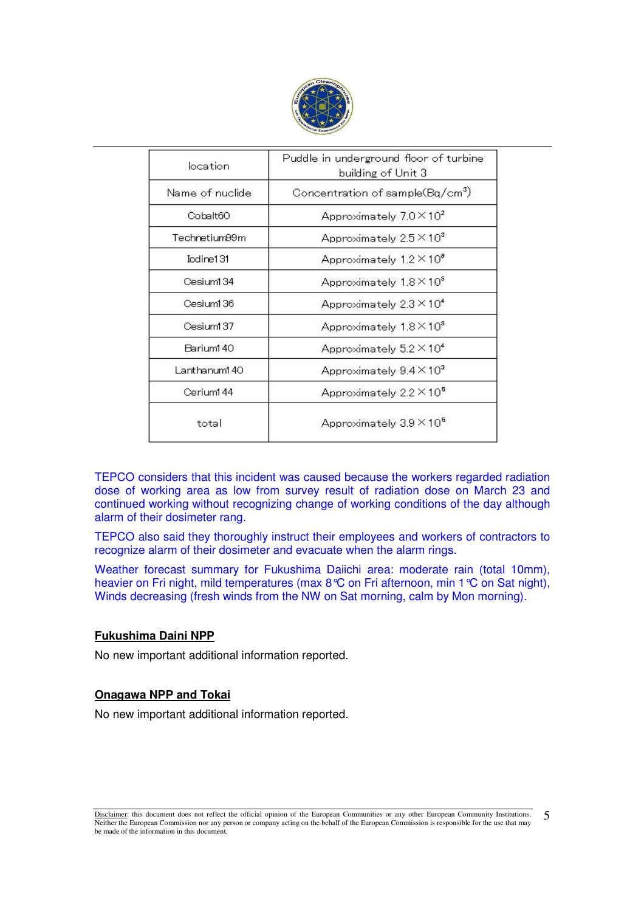| location | Puddle in underground floor of turbine building of Unit 3 |
|---|---|
| Name of nuclide | Concentration of sample(Bq/cm$^3$) |
| Cobalt60 | Approximately $7.0 \times 10^2$ |
| Technetium99m | Approximately $2.5 \times 10^3$ |
| Iodine131 | Approximately $1.2 \times 10^6$ |
| Cesium134 | Approximately $1.8 \times 10^5$ |
| Cesium136 | Approximately $2.3 \times 10^4$ |
| Cesium137 | Approximately $1.8 \times 10^5$ |
| Barium140 | Approximately $5.2 \times 10^4$ |
| Lanthanum140 | Approximately $9.4 \times 10^3$ |
| Cerium144 | Approximately $2.2 \times 10^5$ |
| total | Approximately $3.9 \times 10^6$ |

TEPCO considers that this incident was caused because the workers regarded radiation dose of working area as low from survey result of radiation dose on March 23 and continued working without recognizing change of working conditions of the day although alarm of their dosimeter rang.

TEPCO also said they thoroughly instruct their employees and workers of contractors to recognize alarm of their dosimeter and evacuate when the alarm rings.

Weather forecast summary for Fukushima Daiichi area: moderate rain (total 10mm), heavier on Fri night, mild temperatures (max 8℃ on Fri afternoon, min 1℃ on Sat night), Winds decreasing (fresh winds from the NW on Sat morning, calm by Mon morning).

## Fukushima Daini NPP

No new important additional information reported.

## Onagawa NPP and Tokai

No new important additional information reported.

Disclaimer: this document does not reflect the official opinion of the European Communities or any other European Community Institutions. Neither the European Commission nor any person or company acting on the behalf of the European Commission is responsible for the use that may be made of the information in this document.